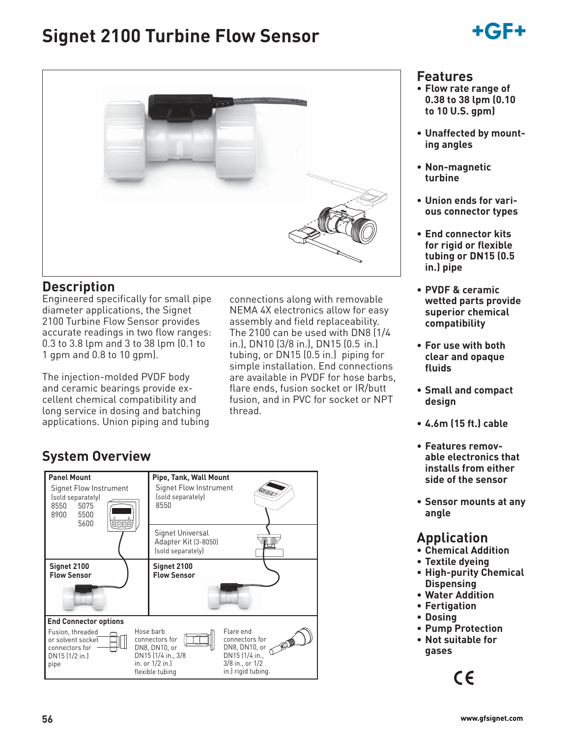# Signet 2100 Turbine Flow Sensor

## Description

Engineered specifically for small pipe diameter applications, the Signet 2100 Turbine Flow Sensor provides accurate readings in two flow ranges: 0.3 to 3.8 lpm and 3 to 38 lpm (0.1 to 1 gpm and 0.8 to 10 gpm).

The injection-molded PVDF body and ceramic bearings provide excellent chemical compatibility and long service in dosing and batching applications. Union piping and tubing connections along with removable NEMA 4X electronics allow for easy assembly and field replaceability. The 2100 can be used with DN8 (1/4 in.), DN10 (3/8 in.), DN15 (0.5 in.) tubing, or DN15 (0.5 in.) piping for simple installation. End connections are available in PVDF for hose barbs, flare ends, fusion socket or IR/butt fusion, and in PVC for socket or NPT thread.

## System Overview

| Panel Mount | Pipe, Tank, Wall Mount |
|---|---|
| Signet Flow Instrument (sold separately) 8550, 5075, 8900, 5500, 5600 | Signet Flow Instrument (sold separately) 8550 |
| | Signet Universal Adapter Kit (3-8050) (sold separately) |
| **Signet 2100 Flow Sensor** | **Signet 2100 Flow Sensor** |

**End Connector options**

- Fusion, threaded or solvent socket connectors for DN15 (1/2 in.) pipe
- Hose barb connectors for DN8, DN10, or DN15 (1/4 in., 3/8 in. or 1/2 in.) flexible tubing
- Flare end connectors for DN8, DN10, or DN15 (1/4 in., 3/8 in., or 1/2 in.) rigid tubing.

## Features

- **Flow rate range of 0.38 to 38 lpm (0.10 to 10 U.S. gpm)**
- **Unaffected by mounting angles**
- **Non-magnetic turbine**
- **Union ends for various connector types**
- **End connector kits for rigid or flexible tubing or DN15 (0.5 in.) pipe**
- **PVDF & ceramic wetted parts provide superior chemical compatibility**
- **For use with both clear and opaque fluids**
- **Small and compact design**
- **4.6m (15 ft.) cable**
- **Features removable electronics that installs from either side of the sensor**
- **Sensor mounts at any angle**

## Application

- **Chemical Addition**
- **Textile dyeing**
- **High-purity Chemical Dispensing**
- **Water Addition**
- **Fertigation**
- **Dosing**
- **Pump Protection**
- **Not suitable for gases**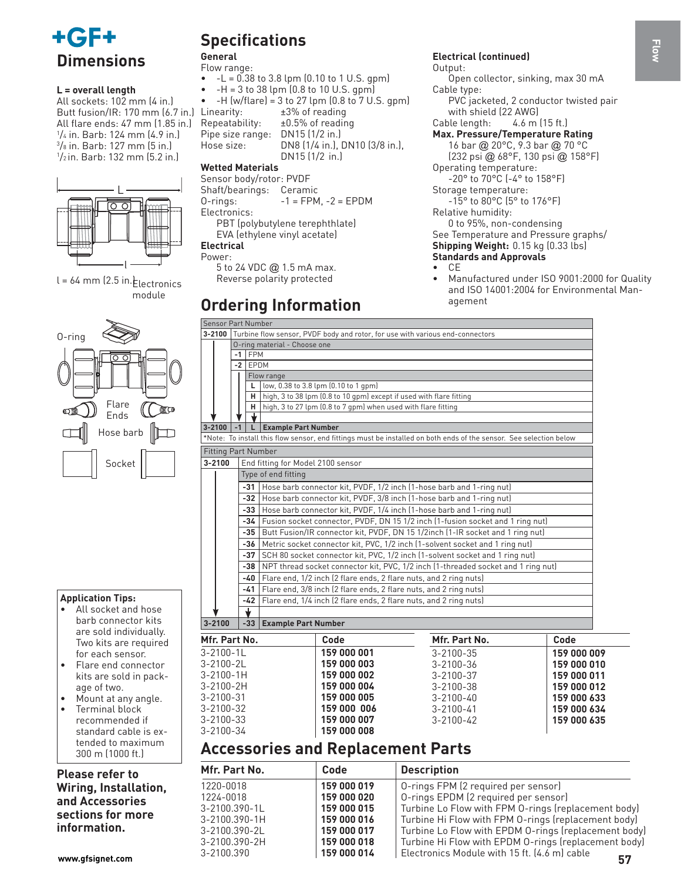# +GF+

## Dimensions

**L = overall length**
All sockets: 102 mm (4 in.)
Butt fusion/IR: 170 mm (6.7 in.)
All flare ends: 47 mm (1.85 in.)
1/4 in. Barb: 124 mm (4.9 in.)
3/8 in. Barb: 127 mm (5 in.)
1/2 in. Barb: 132 mm (5.2 in.)

L

l

l = 64 mm (2.5 in.)
Electronics module

O-ring
Flare Ends
Hose barb
Socket

**Application Tips:**

- All socket and hose barb connector kits are sold individually. Two kits are required for each sensor.
- Flare end connector kits are sold in package of two.
- Mount at any angle.
- Terminal block recommended if standard cable is extended to maximum 300 m (1000 ft.)

**Please refer to Wiring, Installation, and Accessories sections for more information.**

www.gfsignet.com

## Specifications

### General

Flow range:

- -L = 0.38 to 3.8 lpm (0.10 to 1 U.S. gpm)
- -H = 3 to 38 lpm (0.8 to 10 U.S. gpm)
- -H (w/flare) = 3 to 27 lpm (0.8 to 7 U.S. gpm)

Linearity: ±3% of reading
Repeatability: ±0.5% of reading
Pipe size range: DN15 (1/2 in.)
Hose size: DN8 (1/4 in.), DN10 (3/8 in.), DN15 (1/2 in.)

### Wetted Materials

Sensor body/rotor: PVDF
Shaft/bearings: Ceramic
O-rings: -1 = FPM, -2 = EPDM
Electronics:
PBT (polybutylene terephthlate)
EVA (ethylene vinyl acetate)

### Electrical

Power:
5 to 24 VDC @ 1.5 mA max.
Reverse polarity protected

### Electrical (continued)

Output:
Open collector, sinking, max 30 mA
Cable type:
PVC jacketed, 2 conductor twisted pair with shield (22 AWG)
Cable length: 4.6 m (15 ft.)

**Max. Pressure/Temperature Rating**
16 bar @ 20°C, 9.3 bar @ 70 °C
(232 psi @ 68°F, 130 psi @ 158°F)
Operating temperature:
-20° to 70°C (-4° to 158°F)
Storage temperature:
-15° to 80°C (5° to 176°F)
Relative humidity:
0 to 95%, non-condensing
See Temperature and Pressure graphs/
**Shipping Weight:** 0.15 kg (0.33 lbs)

**Standards and Approvals**

- CE
- Manufactured under ISO 9001:2000 for Quality and ISO 14001:2004 for Environmental Management

## Ordering Information

| Sensor Part Number | | | |
|---|---|---|---|
| **3-2100** | Turbine flow sensor, PVDF body and rotor, for use with various end-connectors | | |
| | O-ring material - Choose one | | |
| | **-1** | FPM | |
| | **-2** | EPDM | |
| | | Flow range | |
| | | **L** | low, 0.38 to 3.8 lpm (0.10 to 1 gpm) |
| | | **H** | high, 3 to 38 lpm (0.8 to 10 gpm) except if used with flare fitting |
| | | **H** | high, 3 to 27 lpm (0.8 to 7 gpm) when used with flare fitting |
| **3-2100** | **-1** | **L** | **Example Part Number** |

*Note: To install this flow sensor, end fittings must be installed on both ends of the sensor. See selection below

| Fitting Part Number | | |
|---|---|---|
| **3-2100** | End fitting for Model 2100 sensor | |
| | Type of end fitting | |
| | **-31** | Hose barb connector kit, PVDF, 1/2 inch (1-hose barb and 1-ring nut) |
| | **-32** | Hose barb connector kit, PVDF, 3/8 inch (1-hose barb and 1-ring nut) |
| | **-33** | Hose barb connector kit, PVDF, 1/4 inch (1-hose barb and 1-ring nut) |
| | **-34** | Fusion socket connector, PVDF, DN 15 1/2 inch (1-fusion socket and 1 ring nut) |
| | **-35** | Butt Fusion/IR connector kit, PVDF, DN 15 1/2inch (1-IR socket and 1 ring nut) |
| | **-36** | Metric socket connector kit, PVC, 1/2 inch (1-solvent socket and 1 ring nut) |
| | **-37** | SCH 80 socket connector kit, PVC, 1/2 inch (1-solvent socket and 1 ring nut) |
| | **-38** | NPT thread socket connector kit, PVC, 1/2 inch (1-threaded socket and 1 ring nut) |
| | **-40** | Flare end, 1/2 inch (2 flare ends, 2 flare nuts, and 2 ring nuts) |
| | **-41** | Flare end, 3/8 inch (2 flare ends, 2 flare nuts, and 2 ring nuts) |
| | **-42** | Flare end, 1/4 inch (2 flare ends, 2 flare nuts, and 2 ring nuts) |
| **3-2100** | **-33** | **Example Part Number** |

| Mfr. Part No. | Code | Mfr. Part No. | Code |
|---|---|---|---|
| 3-2100-1L | **159 000 001** | 3-2100-35 | **159 000 009** |
| 3-2100-2L | **159 000 003** | 3-2100-36 | **159 000 010** |
| 3-2100-1H | **159 000 002** | 3-2100-37 | **159 000 011** |
| 3-2100-2H | **159 000 004** | 3-2100-38 | **159 000 012** |
| 3-2100-31 | **159 000 005** | 3-2100-40 | **159 000 633** |
| 3-2100-32 | **159 000 006** | 3-2100-41 | **159 000 634** |
| 3-2100-33 | **159 000 007** | 3-2100-42 | **159 000 635** |
| 3-2100-34 | **159 000 008** | | |

## Accessories and Replacement Parts

| Mfr. Part No. | Code | Description |
|---|---|---|
| 1220-0018 | **159 000 019** | O-rings FPM (2 required per sensor) |
| 1224-0018 | **159 000 020** | O-rings EPDM (2 required per sensor) |
| 3-2100.390-1L | **159 000 015** | Turbine Lo Flow with FPM O-rings (replacement body) |
| 3-2100.390-1H | **159 000 016** | Turbine Hi Flow with FPM O-rings (replacement body) |
| 3-2100.390-2L | **159 000 017** | Turbine Lo Flow with EPDM O-rings (replacement body) |
| 3-2100.390-2H | **159 000 018** | Turbine Hi Flow with EPDM O-rings (replacement body) |
| 3-2100.390 | **159 000 014** | Electronics Module with 15 ft. (4.6 m) cable |